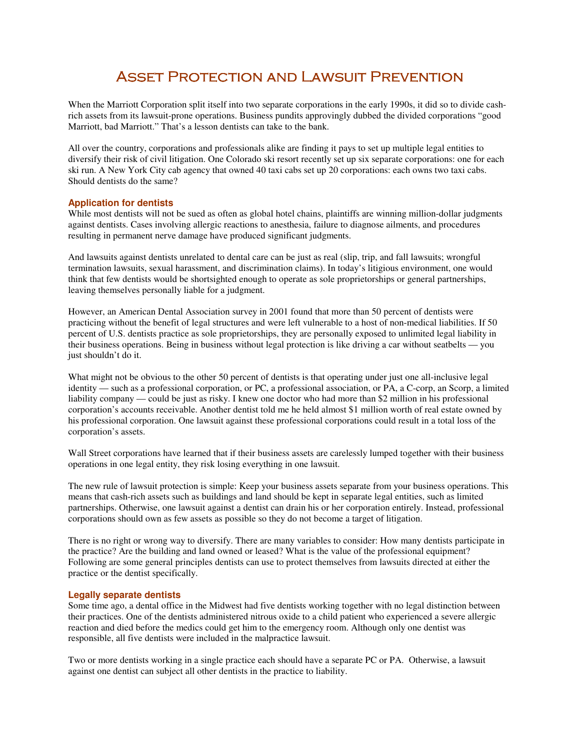# Asset Protection and Lawsuit Prevention

When the Marriott Corporation split itself into two separate corporations in the early 1990s, it did so to divide cash-rich assets from its lawsuit-prone operations. Business pundits approvingly dubbed the divided corporations "good Marriott, bad Marriott." That's a lesson dentists can take to the bank.

All over the country, corporations and professionals alike are finding it pays to set up multiple legal entities to diversify their risk of civil litigation. One Colorado ski resort recently set up six separate corporations: one for each ski run. A New York City cab agency that owned 40 taxi cabs set up 20 corporations: each owns two taxi cabs. Should dentists do the same?

### Application for dentists

While most dentists will not be sued as often as global hotel chains, plaintiffs are winning million-dollar judgments against dentists. Cases involving allergic reactions to anesthesia, failure to diagnose ailments, and procedures resulting in permanent nerve damage have produced significant judgments.

And lawsuits against dentists unrelated to dental care can be just as real (slip, trip, and fall lawsuits; wrongful termination lawsuits, sexual harassment, and discrimination claims). In today's litigious environment, one would think that few dentists would be shortsighted enough to operate as sole proprietorships or general partnerships, leaving themselves personally liable for a judgment.

However, an American Dental Association survey in 2001 found that more than 50 percent of dentists were practicing without the benefit of legal structures and were left vulnerable to a host of non-medical liabilities. If 50 percent of U.S. dentists practice as sole proprietorships, they are personally exposed to unlimited legal liability in their business operations. Being in business without legal protection is like driving a car without seatbelts — you just shouldn't do it.

What might not be obvious to the other 50 percent of dentists is that operating under just one all-inclusive legal identity — such as a professional corporation, or PC, a professional association, or PA, a C-corp, an Scorp, a limited liability company — could be just as risky. I knew one doctor who had more than $2 million in his professional corporation's accounts receivable. Another dentist told me he held almost $1 million worth of real estate owned by his professional corporation. One lawsuit against these professional corporations could result in a total loss of the corporation's assets.

Wall Street corporations have learned that if their business assets are carelessly lumped together with their business operations in one legal entity, they risk losing everything in one lawsuit.

The new rule of lawsuit protection is simple: Keep your business assets separate from your business operations. This means that cash-rich assets such as buildings and land should be kept in separate legal entities, such as limited partnerships. Otherwise, one lawsuit against a dentist can drain his or her corporation entirely. Instead, professional corporations should own as few assets as possible so they do not become a target of litigation.

There is no right or wrong way to diversify. There are many variables to consider: How many dentists participate in the practice? Are the building and land owned or leased? What is the value of the professional equipment? Following are some general principles dentists can use to protect themselves from lawsuits directed at either the practice or the dentist specifically.

### Legally separate dentists

Some time ago, a dental office in the Midwest had five dentists working together with no legal distinction between their practices. One of the dentists administered nitrous oxide to a child patient who experienced a severe allergic reaction and died before the medics could get him to the emergency room. Although only one dentist was responsible, all five dentists were included in the malpractice lawsuit.

Two or more dentists working in a single practice each should have a separate PC or PA. Otherwise, a lawsuit against one dentist can subject all other dentists in the practice to liability.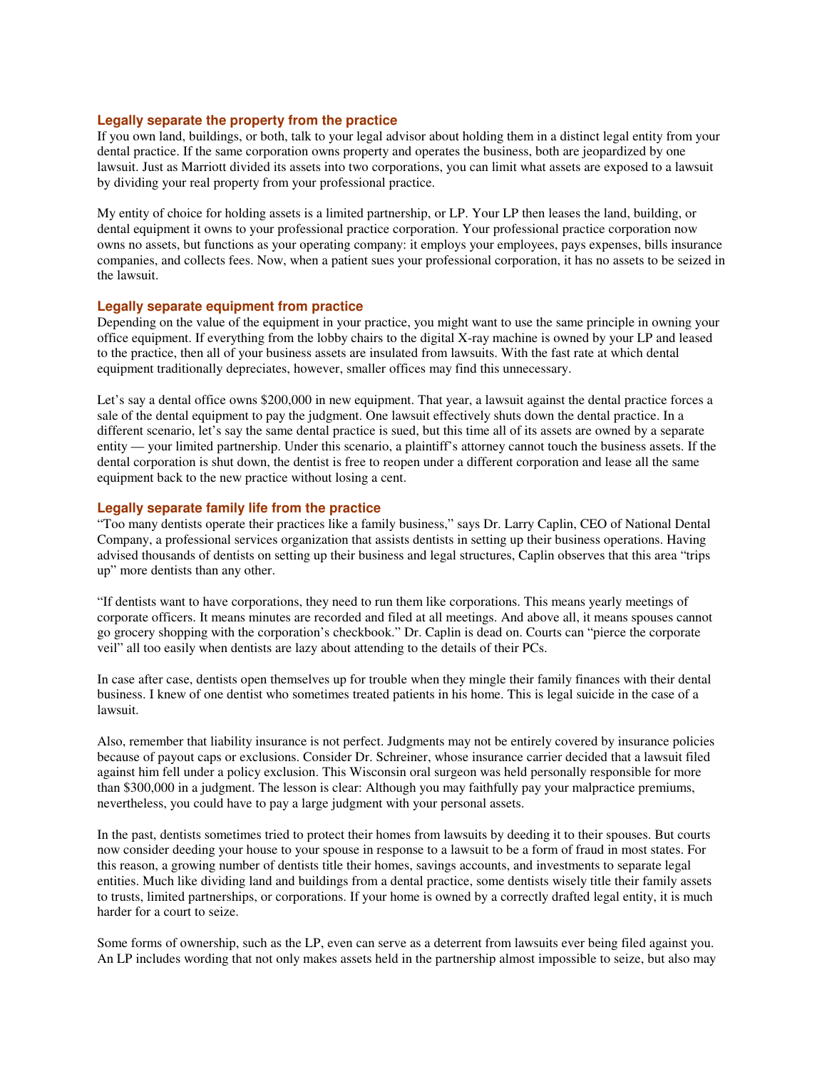## Legally separate the property from the practice

If you own land, buildings, or both, talk to your legal advisor about holding them in a distinct legal entity from your dental practice. If the same corporation owns property and operates the business, both are jeopardized by one lawsuit. Just as Marriott divided its assets into two corporations, you can limit what assets are exposed to a lawsuit by dividing your real property from your professional practice.

My entity of choice for holding assets is a limited partnership, or LP. Your LP then leases the land, building, or dental equipment it owns to your professional practice corporation. Your professional practice corporation now owns no assets, but functions as your operating company: it employs your employees, pays expenses, bills insurance companies, and collects fees. Now, when a patient sues your professional corporation, it has no assets to be seized in the lawsuit.

## Legally separate equipment from practice

Depending on the value of the equipment in your practice, you might want to use the same principle in owning your office equipment. If everything from the lobby chairs to the digital X-ray machine is owned by your LP and leased to the practice, then all of your business assets are insulated from lawsuits. With the fast rate at which dental equipment traditionally depreciates, however, smaller offices may find this unnecessary.

Let's say a dental office owns $200,000 in new equipment. That year, a lawsuit against the dental practice forces a sale of the dental equipment to pay the judgment. One lawsuit effectively shuts down the dental practice. In a different scenario, let's say the same dental practice is sued, but this time all of its assets are owned by a separate entity — your limited partnership. Under this scenario, a plaintiff's attorney cannot touch the business assets. If the dental corporation is shut down, the dentist is free to reopen under a different corporation and lease all the same equipment back to the new practice without losing a cent.

## Legally separate family life from the practice

"Too many dentists operate their practices like a family business," says Dr. Larry Caplin, CEO of National Dental Company, a professional services organization that assists dentists in setting up their business operations. Having advised thousands of dentists on setting up their business and legal structures, Caplin observes that this area "trips up" more dentists than any other.

"If dentists want to have corporations, they need to run them like corporations. This means yearly meetings of corporate officers. It means minutes are recorded and filed at all meetings. And above all, it means spouses cannot go grocery shopping with the corporation's checkbook." Dr. Caplin is dead on. Courts can "pierce the corporate veil" all too easily when dentists are lazy about attending to the details of their PCs.

In case after case, dentists open themselves up for trouble when they mingle their family finances with their dental business. I knew of one dentist who sometimes treated patients in his home. This is legal suicide in the case of a lawsuit.

Also, remember that liability insurance is not perfect. Judgments may not be entirely covered by insurance policies because of payout caps or exclusions. Consider Dr. Schreiner, whose insurance carrier decided that a lawsuit filed against him fell under a policy exclusion. This Wisconsin oral surgeon was held personally responsible for more than $300,000 in a judgment. The lesson is clear: Although you may faithfully pay your malpractice premiums, nevertheless, you could have to pay a large judgment with your personal assets.

In the past, dentists sometimes tried to protect their homes from lawsuits by deeding it to their spouses. But courts now consider deeding your house to your spouse in response to a lawsuit to be a form of fraud in most states. For this reason, a growing number of dentists title their homes, savings accounts, and investments to separate legal entities. Much like dividing land and buildings from a dental practice, some dentists wisely title their family assets to trusts, limited partnerships, or corporations. If your home is owned by a correctly drafted legal entity, it is much harder for a court to seize.

Some forms of ownership, such as the LP, even can serve as a deterrent from lawsuits ever being filed against you. An LP includes wording that not only makes assets held in the partnership almost impossible to seize, but also may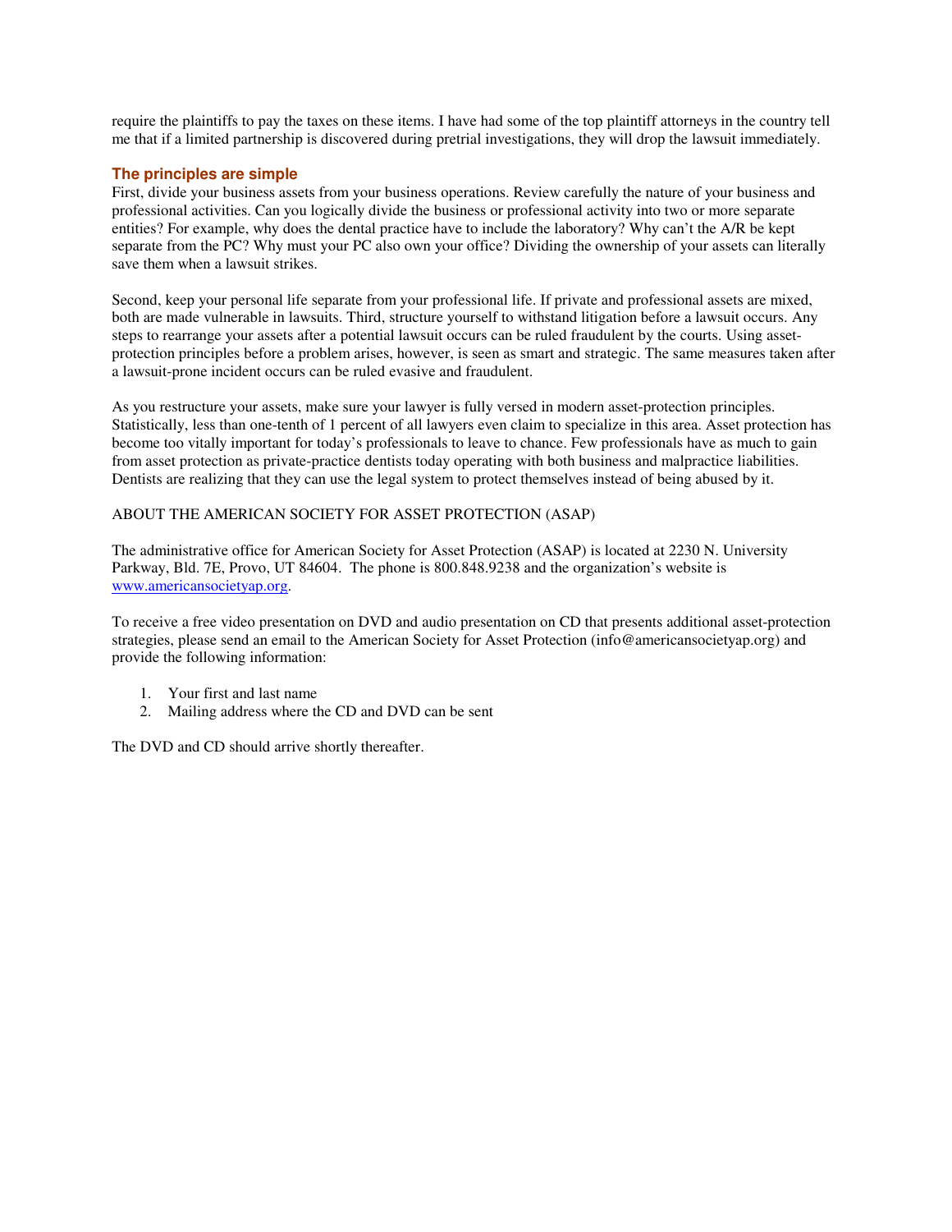require the plaintiffs to pay the taxes on these items. I have had some of the top plaintiff attorneys in the country tell me that if a limited partnership is discovered during pretrial investigations, they will drop the lawsuit immediately.

### The principles are simple

First, divide your business assets from your business operations. Review carefully the nature of your business and professional activities. Can you logically divide the business or professional activity into two or more separate entities? For example, why does the dental practice have to include the laboratory? Why can't the A/R be kept separate from the PC? Why must your PC also own your office? Dividing the ownership of your assets can literally save them when a lawsuit strikes.

Second, keep your personal life separate from your professional life. If private and professional assets are mixed, both are made vulnerable in lawsuits. Third, structure yourself to withstand litigation before a lawsuit occurs. Any steps to rearrange your assets after a potential lawsuit occurs can be ruled fraudulent by the courts. Using asset-protection principles before a problem arises, however, is seen as smart and strategic. The same measures taken after a lawsuit-prone incident occurs can be ruled evasive and fraudulent.

As you restructure your assets, make sure your lawyer is fully versed in modern asset-protection principles. Statistically, less than one-tenth of 1 percent of all lawyers even claim to specialize in this area. Asset protection has become too vitally important for today's professionals to leave to chance. Few professionals have as much to gain from asset protection as private-practice dentists today operating with both business and malpractice liabilities. Dentists are realizing that they can use the legal system to protect themselves instead of being abused by it.

ABOUT THE AMERICAN SOCIETY FOR ASSET PROTECTION (ASAP)

The administrative office for American Society for Asset Protection (ASAP) is located at 2230 N. University Parkway, Bld. 7E, Provo, UT 84604. The phone is 800.848.9238 and the organization's website is [www.americansocietyap.org](http://www.americansocietyap.org).

To receive a free video presentation on DVD and audio presentation on CD that presents additional asset-protection strategies, please send an email to the American Society for Asset Protection (info@americansocietyap.org) and provide the following information:

1. Your first and last name
2. Mailing address where the CD and DVD can be sent

The DVD and CD should arrive shortly thereafter.